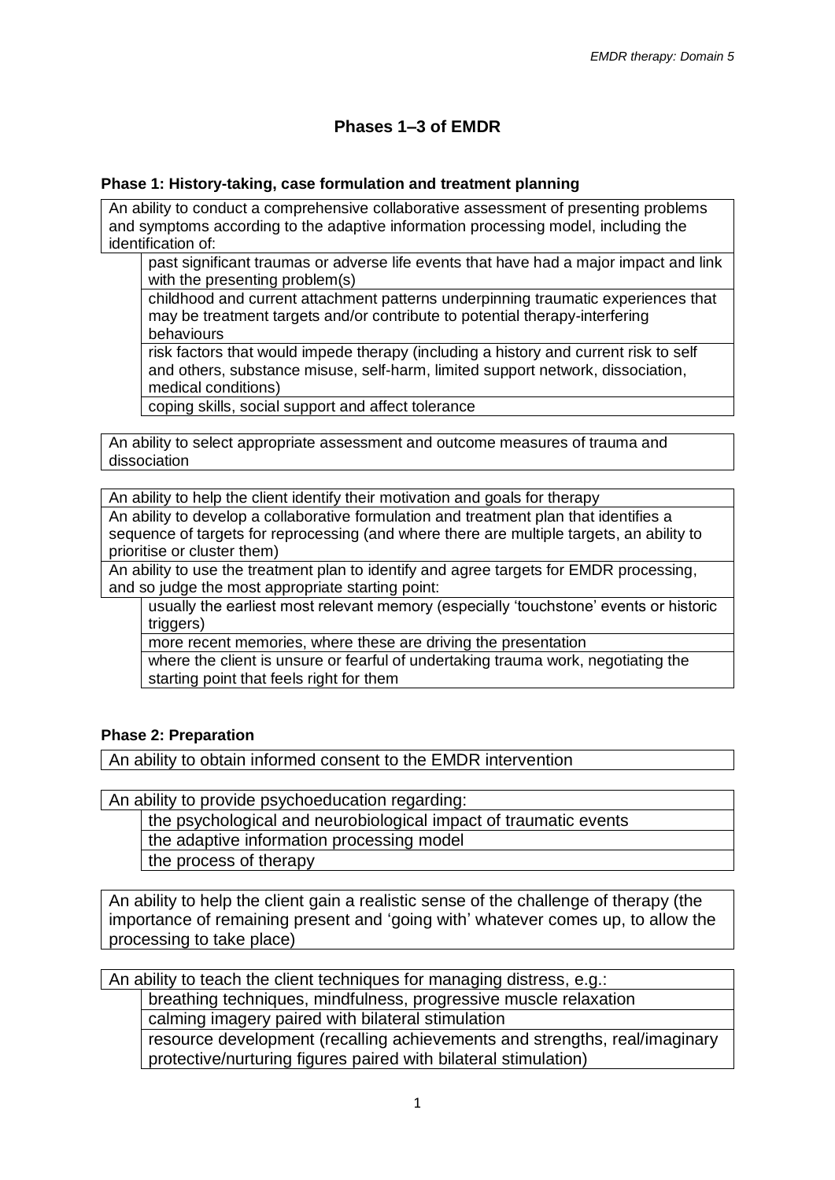# Phases 1–3 of EMDR

### Phase 1: History-taking, case formulation and treatment planning

An ability to conduct a comprehensive collaborative assessment of presenting problems and symptoms according to the adaptive information processing model, including the identification of:

- past significant traumas or adverse life events that have had a major impact and link with the presenting problem(s)
- childhood and current attachment patterns underpinning traumatic experiences that may be treatment targets and/or contribute to potential therapy-interfering behaviours
- risk factors that would impede therapy (including a history and current risk to self and others, substance misuse, self-harm, limited support network, dissociation, medical conditions)
- coping skills, social support and affect tolerance

An ability to select appropriate assessment and outcome measures of trauma and dissociation

An ability to help the client identify their motivation and goals for therapy

An ability to develop a collaborative formulation and treatment plan that identifies a sequence of targets for reprocessing (and where there are multiple targets, an ability to prioritise or cluster them)

An ability to use the treatment plan to identify and agree targets for EMDR processing, and so judge the most appropriate starting point:

- usually the earliest most relevant memory (especially 'touchstone' events or historic triggers)
- more recent memories, where these are driving the presentation
- where the client is unsure or fearful of undertaking trauma work, negotiating the starting point that feels right for them

### Phase 2: Preparation

An ability to obtain informed consent to the EMDR intervention

An ability to provide psychoeducation regarding:

- the psychological and neurobiological impact of traumatic events
- the adaptive information processing model
- the process of therapy

An ability to help the client gain a realistic sense of the challenge of therapy (the importance of remaining present and 'going with' whatever comes up, to allow the processing to take place)

An ability to teach the client techniques for managing distress, e.g.:

- breathing techniques, mindfulness, progressive muscle relaxation
- calming imagery paired with bilateral stimulation
- resource development (recalling achievements and strengths, real/imaginary protective/nurturing figures paired with bilateral stimulation)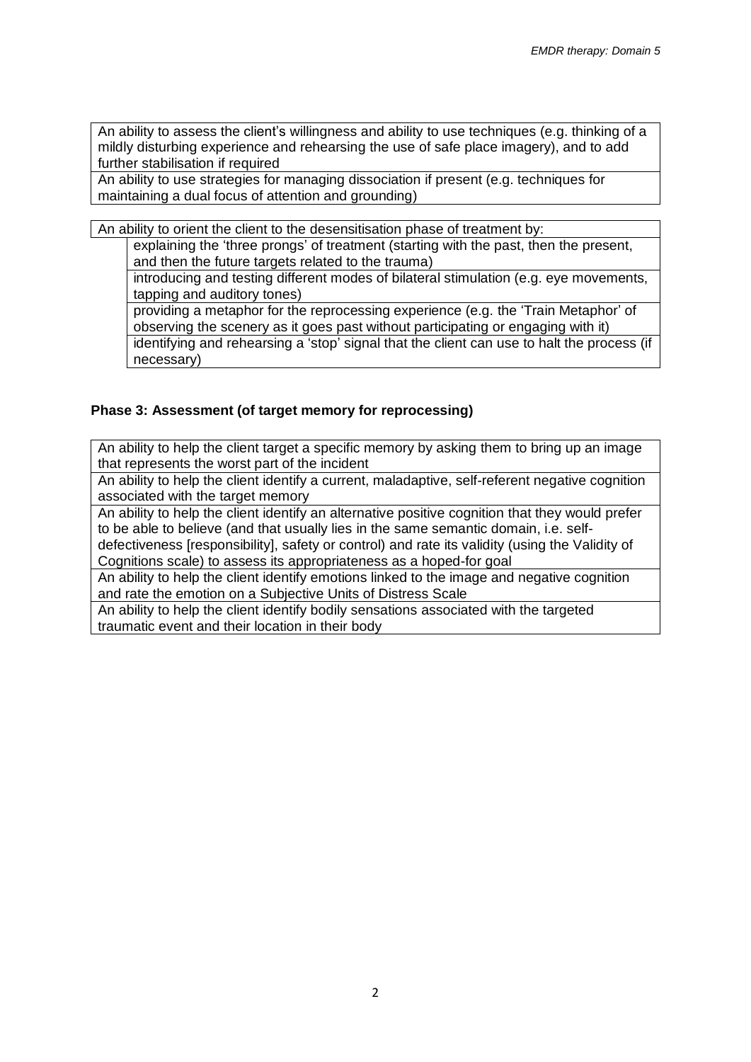An ability to assess the client's willingness and ability to use techniques (e.g. thinking of a mildly disturbing experience and rehearsing the use of safe place imagery), and to add further stabilisation if required

An ability to use strategies for managing dissociation if present (e.g. techniques for maintaining a dual focus of attention and grounding)

An ability to orient the client to the desensitisation phase of treatment by:

- explaining the 'three prongs' of treatment (starting with the past, then the present, and then the future targets related to the trauma)
- introducing and testing different modes of bilateral stimulation (e.g. eye movements, tapping and auditory tones)
- providing a metaphor for the reprocessing experience (e.g. the 'Train Metaphor' of observing the scenery as it goes past without participating or engaging with it)
- identifying and rehearsing a 'stop' signal that the client can use to halt the process (if necessary)

### Phase 3: Assessment (of target memory for reprocessing)

An ability to help the client target a specific memory by asking them to bring up an image that represents the worst part of the incident

An ability to help the client identify a current, maladaptive, self-referent negative cognition associated with the target memory

An ability to help the client identify an alternative positive cognition that they would prefer to be able to believe (and that usually lies in the same semantic domain, i.e. self-defectiveness [responsibility], safety or control) and rate its validity (using the Validity of Cognitions scale) to assess its appropriateness as a hoped-for goal

An ability to help the client identify emotions linked to the image and negative cognition and rate the emotion on a Subjective Units of Distress Scale

An ability to help the client identify bodily sensations associated with the targeted traumatic event and their location in their body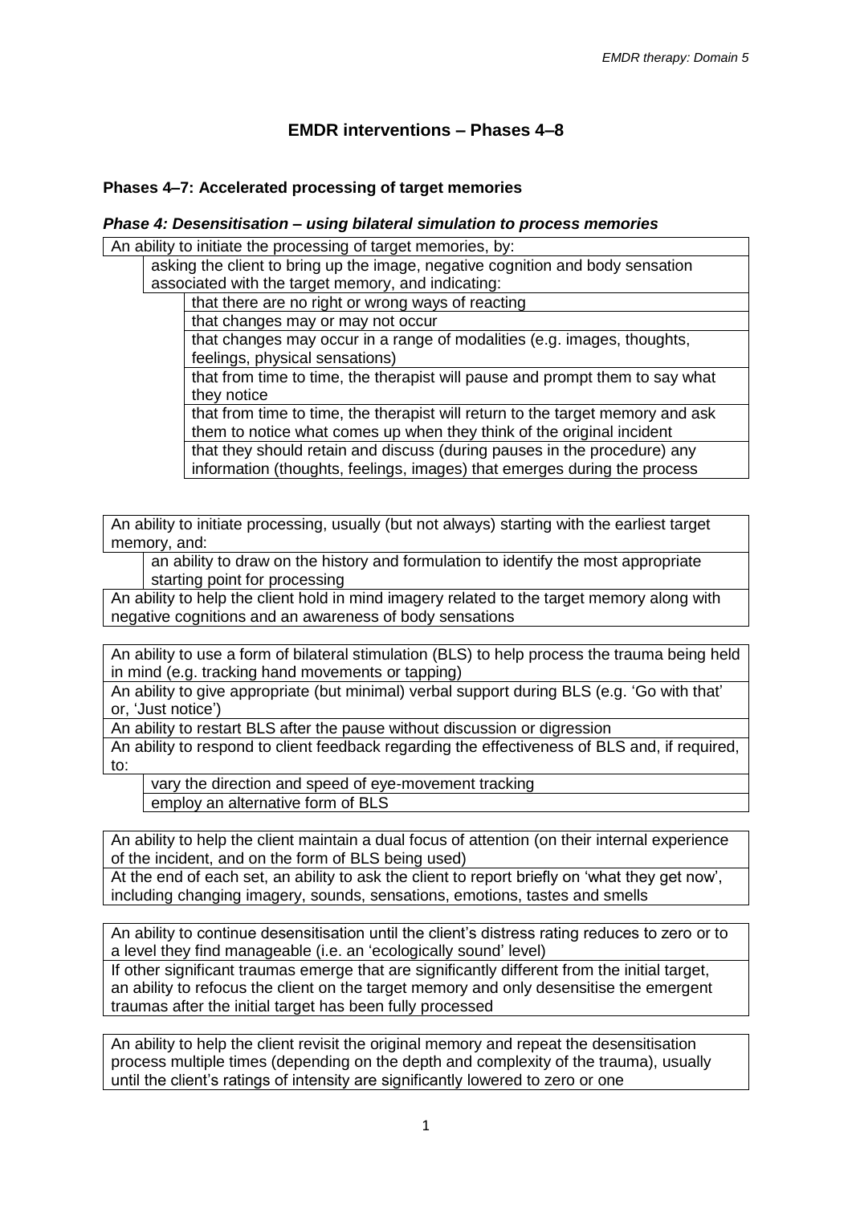# EMDR interventions – Phases 4–8

### Phases 4–7: Accelerated processing of target memories

#### *Phase 4: Desensitisation – using bilateral simulation to process memories*

- An ability to initiate the processing of target memories, by:
  - asking the client to bring up the image, negative cognition and body sensation associated with the target memory, and indicating:
    - that there are no right or wrong ways of reacting
    - that changes may or may not occur
    - that changes may occur in a range of modalities (e.g. images, thoughts, feelings, physical sensations)
    - that from time to time, the therapist will pause and prompt them to say what they notice
    - that from time to time, the therapist will return to the target memory and ask them to notice what comes up when they think of the original incident
    - that they should retain and discuss (during pauses in the procedure) any information (thoughts, feelings, images) that emerges during the process

- An ability to initiate processing, usually (but not always) starting with the earliest target memory, and:
  - an ability to draw on the history and formulation to identify the most appropriate starting point for processing
- An ability to help the client hold in mind imagery related to the target memory along with negative cognitions and an awareness of body sensations

- An ability to use a form of bilateral stimulation (BLS) to help process the trauma being held in mind (e.g. tracking hand movements or tapping)
- An ability to give appropriate (but minimal) verbal support during BLS (e.g. 'Go with that' or, 'Just notice')
- An ability to restart BLS after the pause without discussion or digression
- An ability to respond to client feedback regarding the effectiveness of BLS and, if required, to:
  - vary the direction and speed of eye-movement tracking
  - employ an alternative form of BLS

- An ability to help the client maintain a dual focus of attention (on their internal experience of the incident, and on the form of BLS being used)
- At the end of each set, an ability to ask the client to report briefly on 'what they get now', including changing imagery, sounds, sensations, emotions, tastes and smells

- An ability to continue desensitisation until the client's distress rating reduces to zero or to a level they find manageable (i.e. an 'ecologically sound' level)
- If other significant traumas emerge that are significantly different from the initial target, an ability to refocus the client on the target memory and only desensitise the emergent traumas after the initial target has been fully processed

- An ability to help the client revisit the original memory and repeat the desensitisation process multiple times (depending on the depth and complexity of the trauma), usually until the client's ratings of intensity are significantly lowered to zero or one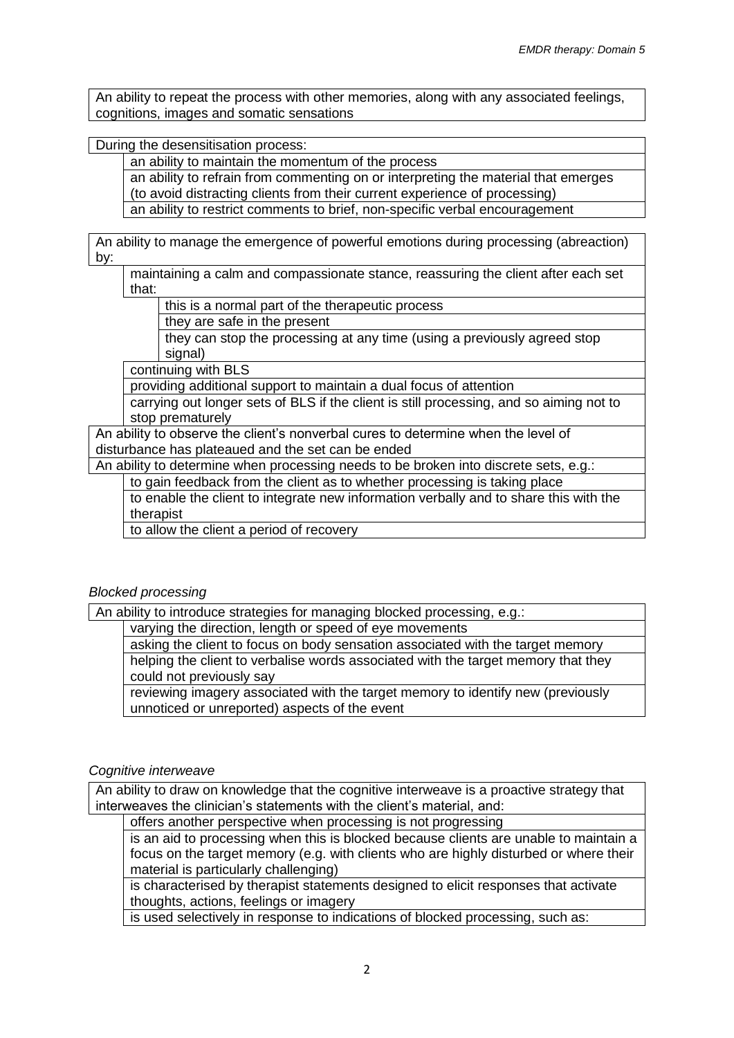An ability to repeat the process with other memories, along with any associated feelings, cognitions, images and somatic sensations

During the desensitisation process:

- an ability to maintain the momentum of the process
- an ability to refrain from commenting on or interpreting the material that emerges (to avoid distracting clients from their current experience of processing)
- an ability to restrict comments to brief, non-specific verbal encouragement

An ability to manage the emergence of powerful emotions during processing (abreaction) by:

- maintaining a calm and compassionate stance, reassuring the client after each set that:
  - this is a normal part of the therapeutic process
  - they are safe in the present
  - they can stop the processing at any time (using a previously agreed stop signal)
- continuing with BLS
- providing additional support to maintain a dual focus of attention
- carrying out longer sets of BLS if the client is still processing, and so aiming not to stop prematurely

An ability to observe the client's nonverbal cures to determine when the level of disturbance has plateaued and the set can be ended

An ability to determine when processing needs to be broken into discrete sets, e.g.:

- to gain feedback from the client as to whether processing is taking place
- to enable the client to integrate new information verbally and to share this with the therapist
- to allow the client a period of recovery

*Blocked processing*

An ability to introduce strategies for managing blocked processing, e.g.:

- varying the direction, length or speed of eye movements
- asking the client to focus on body sensation associated with the target memory
- helping the client to verbalise words associated with the target memory that they could not previously say
- reviewing imagery associated with the target memory to identify new (previously unnoticed or unreported) aspects of the event

*Cognitive interweave*

An ability to draw on knowledge that the cognitive interweave is a proactive strategy that interweaves the clinician's statements with the client's material, and:

- offers another perspective when processing is not progressing
- is an aid to processing when this is blocked because clients are unable to maintain a focus on the target memory (e.g. with clients who are highly disturbed or where their material is particularly challenging)
- is characterised by therapist statements designed to elicit responses that activate thoughts, actions, feelings or imagery
- is used selectively in response to indications of blocked processing, such as: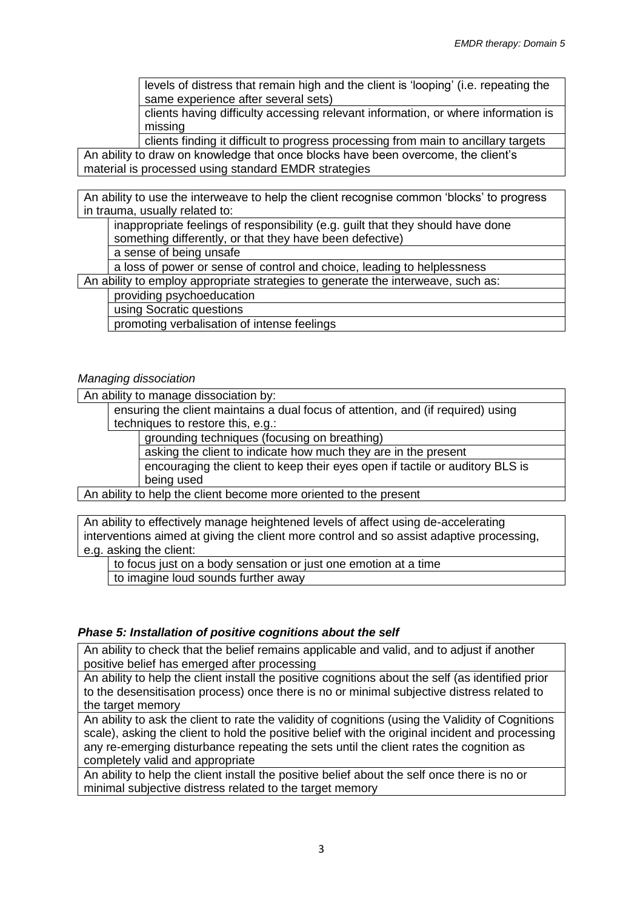- levels of distress that remain high and the client is 'looping' (i.e. repeating the same experience after several sets)
- clients having difficulty accessing relevant information, or where information is missing
- clients finding it difficult to progress processing from main to ancillary targets

An ability to draw on knowledge that once blocks have been overcome, the client's material is processed using standard EMDR strategies

An ability to use the interweave to help the client recognise common 'blocks' to progress in trauma, usually related to:

- inappropriate feelings of responsibility (e.g. guilt that they should have done something differently, or that they have been defective)
- a sense of being unsafe
- a loss of power or sense of control and choice, leading to helplessness

An ability to employ appropriate strategies to generate the interweave, such as:

- providing psychoeducation
- using Socratic questions
- promoting verbalisation of intense feelings

*Managing dissociation*

An ability to manage dissociation by:

- ensuring the client maintains a dual focus of attention, and (if required) using techniques to restore this, e.g.:
  - grounding techniques (focusing on breathing)
  - asking the client to indicate how much they are in the present
  - encouraging the client to keep their eyes open if tactile or auditory BLS is being used

An ability to help the client become more oriented to the present

An ability to effectively manage heightened levels of affect using de-accelerating interventions aimed at giving the client more control and so assist adaptive processing, e.g. asking the client:

- to focus just on a body sensation or just one emotion at a time
- to imagine loud sounds further away

### *Phase 5: Installation of positive cognitions about the self*

An ability to check that the belief remains applicable and valid, and to adjust if another positive belief has emerged after processing

An ability to help the client install the positive cognitions about the self (as identified prior to the desensitisation process) once there is no or minimal subjective distress related to the target memory

An ability to ask the client to rate the validity of cognitions (using the Validity of Cognitions scale), asking the client to hold the positive belief with the original incident and processing any re-emerging disturbance repeating the sets until the client rates the cognition as completely valid and appropriate

An ability to help the client install the positive belief about the self once there is no or minimal subjective distress related to the target memory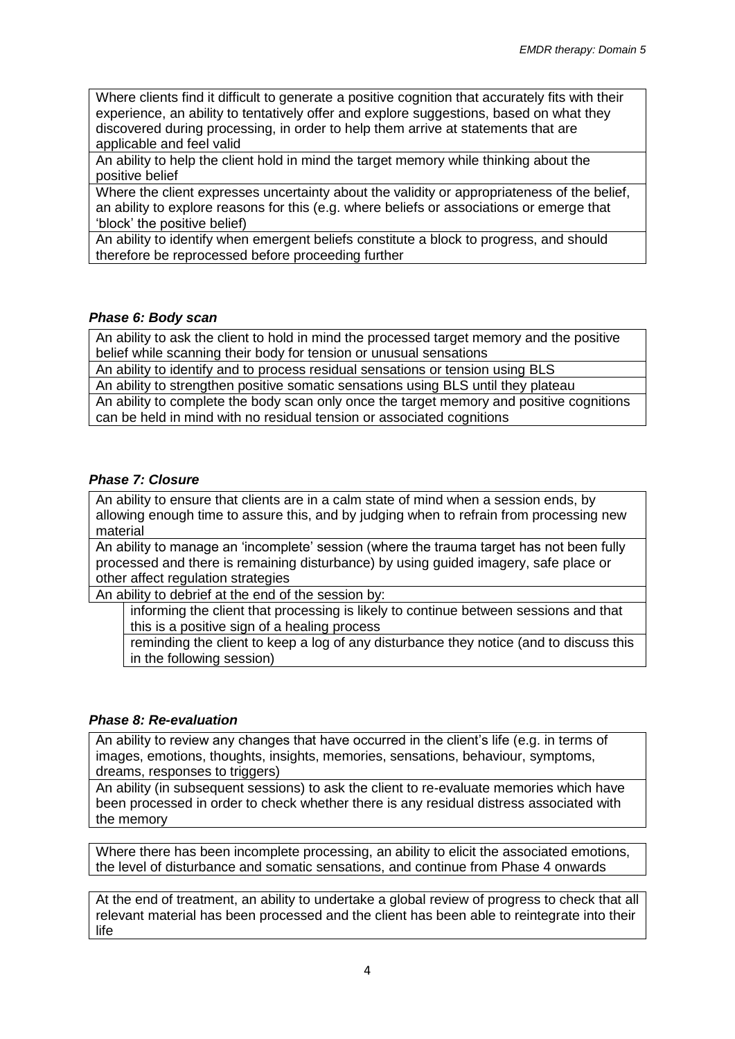| |
|---|
| Where clients find it difficult to generate a positive cognition that accurately fits with their experience, an ability to tentatively offer and explore suggestions, based on what they discovered during processing, in order to help them arrive at statements that are applicable and feel valid |
| An ability to help the client hold in mind the target memory while thinking about the positive belief |
| Where the client expresses uncertainty about the validity or appropriateness of the belief, an ability to explore reasons for this (e.g. where beliefs or associations or emerge that 'block' the positive belief) |
| An ability to identify when emergent beliefs constitute a block to progress, and should therefore be reprocessed before proceeding further |

### *Phase 6: Body scan*

| |
|---|
| An ability to ask the client to hold in mind the processed target memory and the positive belief while scanning their body for tension or unusual sensations |
| An ability to identify and to process residual sensations or tension using BLS |
| An ability to strengthen positive somatic sensations using BLS until they plateau |
| An ability to complete the body scan only once the target memory and positive cognitions can be held in mind with no residual tension or associated cognitions |

### *Phase 7: Closure*

| |
|---|
| An ability to ensure that clients are in a calm state of mind when a session ends, by allowing enough time to assure this, and by judging when to refrain from processing new material |
| An ability to manage an 'incomplete' session (where the trauma target has not been fully processed and there is remaining disturbance) by using guided imagery, safe place or other affect regulation strategies |
| An ability to debrief at the end of the session by: |
| - informing the client that processing is likely to continue between sessions and that this is a positive sign of a healing process |
| - reminding the client to keep a log of any disturbance they notice (and to discuss this in the following session) |

### *Phase 8: Re-evaluation*

| |
|---|
| An ability to review any changes that have occurred in the client's life (e.g. in terms of images, emotions, thoughts, insights, memories, sensations, behaviour, symptoms, dreams, responses to triggers) |
| An ability (in subsequent sessions) to ask the client to re-evaluate memories which have been processed in order to check whether there is any residual distress associated with the memory |

| |
|---|
| Where there has been incomplete processing, an ability to elicit the associated emotions, the level of disturbance and somatic sensations, and continue from Phase 4 onwards |

| |
|---|
| At the end of treatment, an ability to undertake a global review of progress to check that all relevant material has been processed and the client has been able to reintegrate into their life |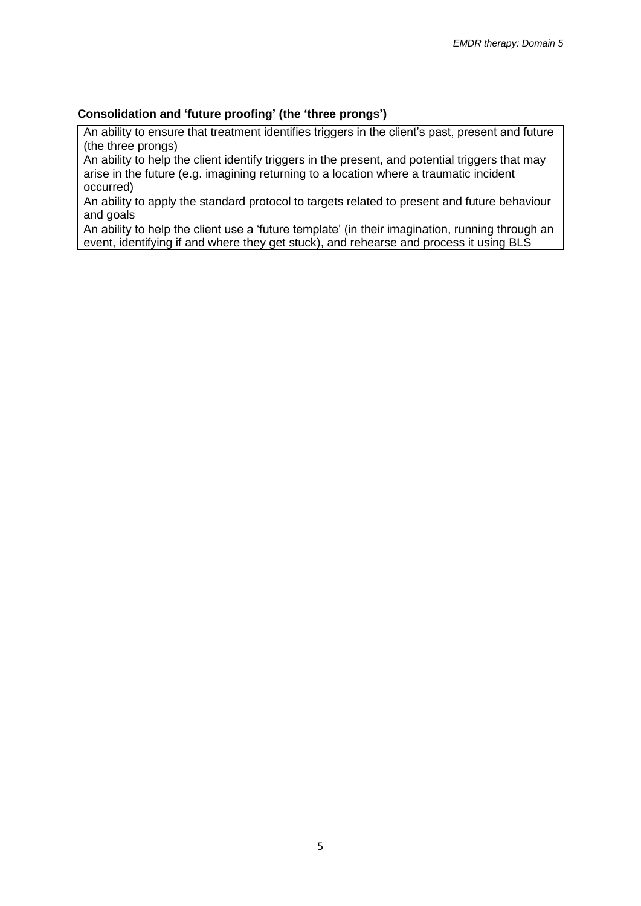### Consolidation and 'future proofing' (the 'three prongs')

| An ability to ensure that treatment identifies triggers in the client's past, present and future (the three prongs) |
|---|
| An ability to help the client identify triggers in the present, and potential triggers that may arise in the future (e.g. imagining returning to a location where a traumatic incident occurred) |
| An ability to apply the standard protocol to targets related to present and future behaviour and goals |
| An ability to help the client use a 'future template' (in their imagination, running through an event, identifying if and where they get stuck), and rehearse and process it using BLS |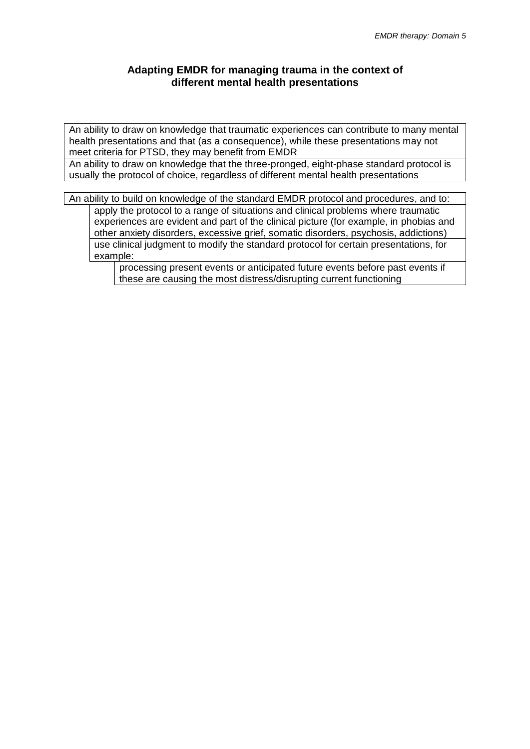## Adapting EMDR for managing trauma in the context of different mental health presentations

An ability to draw on knowledge that traumatic experiences can contribute to many mental health presentations and that (as a consequence), while these presentations may not meet criteria for PTSD, they may benefit from EMDR

An ability to draw on knowledge that the three-pronged, eight-phase standard protocol is usually the protocol of choice, regardless of different mental health presentations

An ability to build on knowledge of the standard EMDR protocol and procedures, and to:

- apply the protocol to a range of situations and clinical problems where traumatic experiences are evident and part of the clinical picture (for example, in phobias and other anxiety disorders, excessive grief, somatic disorders, psychosis, addictions)
- use clinical judgment to modify the standard protocol for certain presentations, for example:
  - processing present events or anticipated future events before past events if these are causing the most distress/disrupting current functioning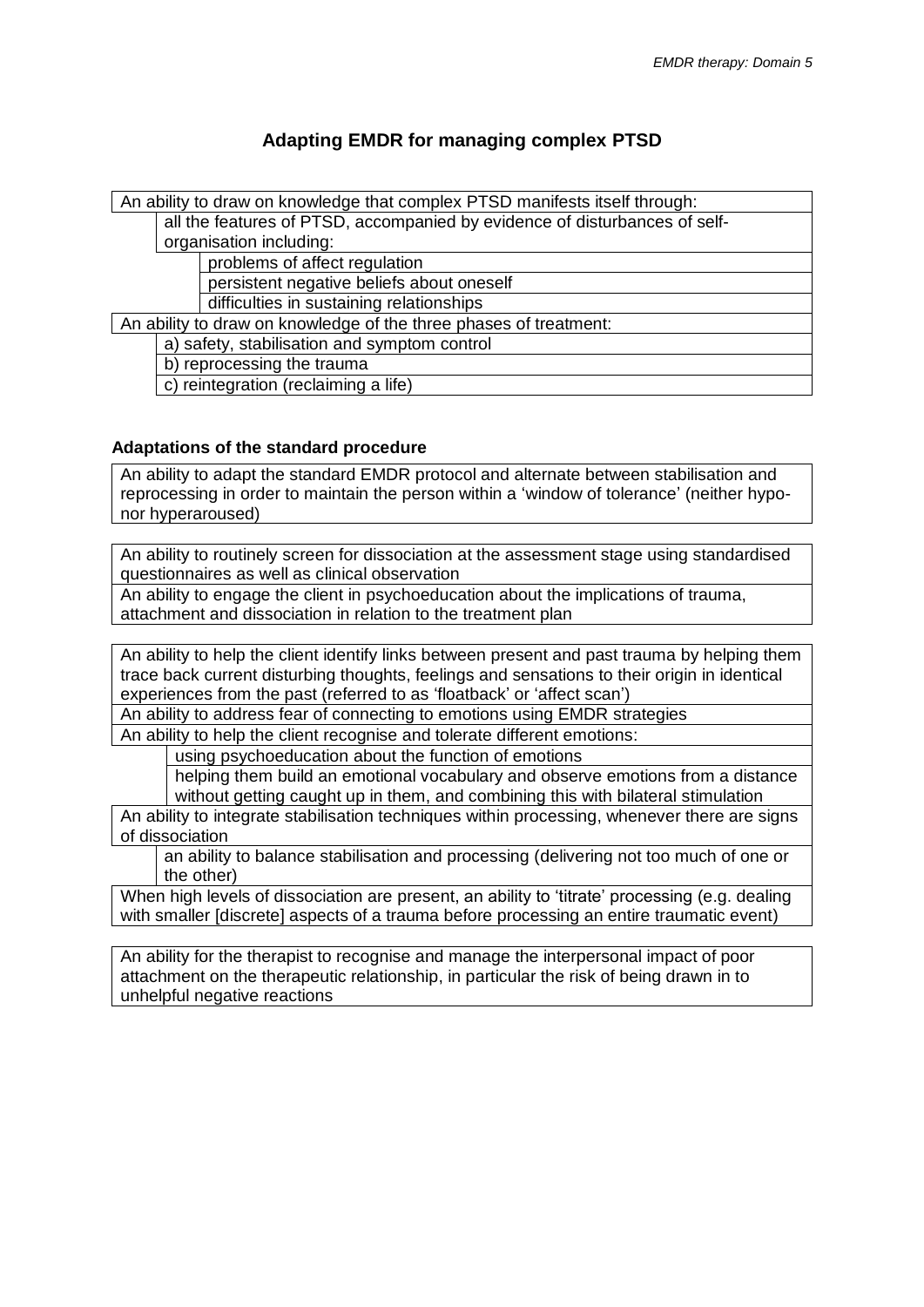## Adapting EMDR for managing complex PTSD

An ability to draw on knowledge that complex PTSD manifests itself through:

- all the features of PTSD, accompanied by evidence of disturbances of self-organisation including:
  - problems of affect regulation
  - persistent negative beliefs about oneself
  - difficulties in sustaining relationships

An ability to draw on knowledge of the three phases of treatment:

- a) safety, stabilisation and symptom control
- b) reprocessing the trauma
- c) reintegration (reclaiming a life)

### Adaptations of the standard procedure

An ability to adapt the standard EMDR protocol and alternate between stabilisation and reprocessing in order to maintain the person within a 'window of tolerance' (neither hypo-nor hyperaroused)

An ability to routinely screen for dissociation at the assessment stage using standardised questionnaires as well as clinical observation

An ability to engage the client in psychoeducation about the implications of trauma, attachment and dissociation in relation to the treatment plan

An ability to help the client identify links between present and past trauma by helping them trace back current disturbing thoughts, feelings and sensations to their origin in identical experiences from the past (referred to as 'floatback' or 'affect scan')

An ability to address fear of connecting to emotions using EMDR strategies

An ability to help the client recognise and tolerate different emotions:

- using psychoeducation about the function of emotions
- helping them build an emotional vocabulary and observe emotions from a distance without getting caught up in them, and combining this with bilateral stimulation

An ability to integrate stabilisation techniques within processing, whenever there are signs of dissociation

- an ability to balance stabilisation and processing (delivering not too much of one or the other)

When high levels of dissociation are present, an ability to 'titrate' processing (e.g. dealing with smaller [discrete] aspects of a trauma before processing an entire traumatic event)

An ability for the therapist to recognise and manage the interpersonal impact of poor attachment on the therapeutic relationship, in particular the risk of being drawn in to unhelpful negative reactions